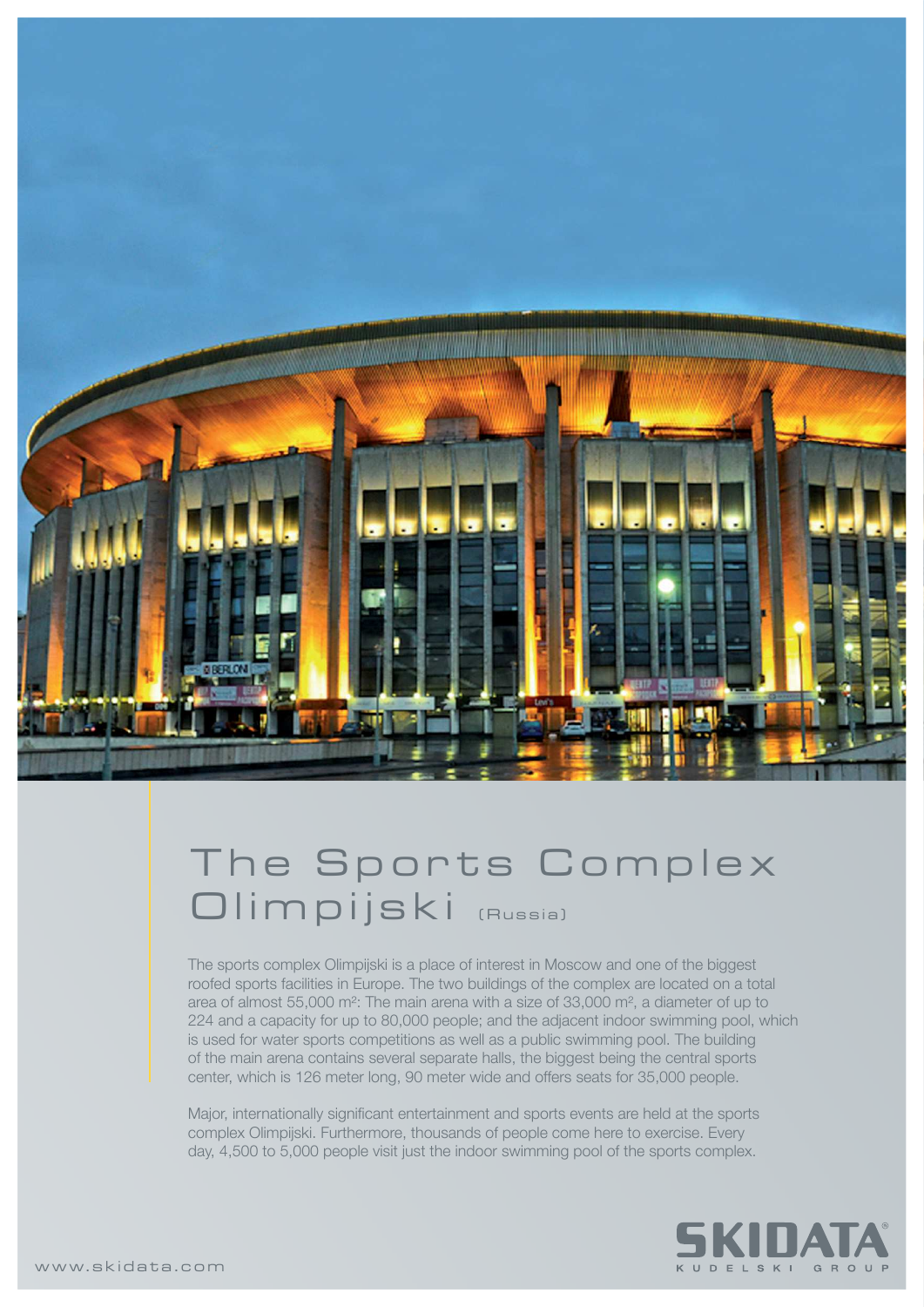# The Sports Complex Olimpijski (Russia)

The sports complex Olimpijski is a place of interest in Moscow and one of the biggest roofed sports facilities in Europe. The two buildings of the complex are located on a total area of almost 55,000 m²: The main arena with a size of 33,000 m², a diameter of up to 224 and a capacity for up to 80,000 people; and the adjacent indoor swimming pool, which is used for water sports competitions as well as a public swimming pool. The building of the main arena contains several separate halls, the biggest being the central sports center, which is 126 meter long, 90 meter wide and offers seats for 35,000 people.

Major, internationally significant entertainment and sports events are held at the sports complex Olimpijski. Furthermore, thousands of people come here to exercise. Every day, 4,500 to 5,000 people visit just the indoor swimming pool of the sports complex.

www.skidata.com

SKIDATA® KUDELSKI GROUP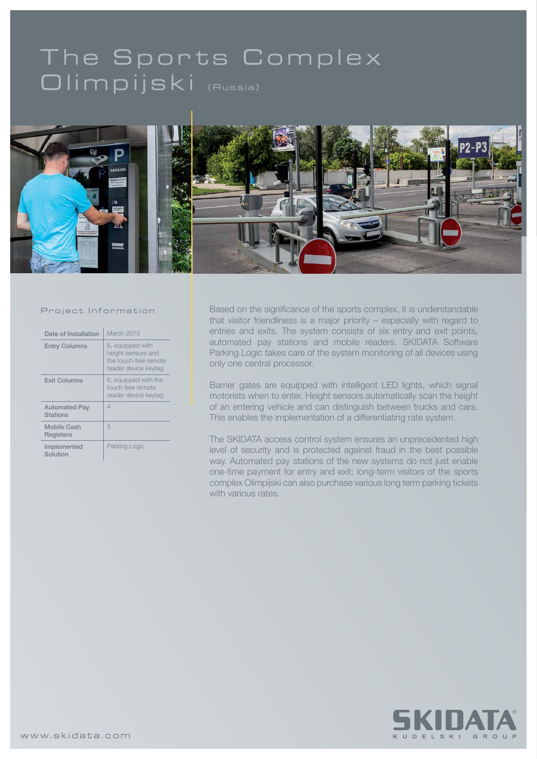# The Sports Complex Olimpijski (Russia)

## Project Information

| | |
|---|---|
| Date of Installation | March 2013 |
| Entry Columns | 6, equipped with height sensors and the touch-free remote reader device keytag |
| Exit Columns | 6, equipped with the touch-free remote reader device keytag |
| Automated Pay Stations | 4 |
| Mobile Cash Registers | 5 |
| Implemented Solution | Parking.Logic |

Based on the significance of the sports complex, it is understandable that visitor friendliness is a major priority – especially with regard to entries and exits. The system consists of six entry and exit points, automated pay stations and mobile readers. SKIDATA Software Parking.Logic takes care of the system monitoring of all devices using only one central processor.

Barrier gates are equipped with intelligent LED lights, which signal motorists when to enter. Height sensors automatically scan the height of an entering vehicle and can distinguish between trucks and cars. This enables the implementation of a differentiating rate system.

The SKIDATA access control system ensures an unprecedented high level of security and is protected against fraud in the best possible way. Automated pay stations of the new systems do not just enable one-time payment for entry and exit; long-term visitors of the sports complex Olimpijski can also purchase various long term parking tickets with various rates.

www.skidata.com

SKIDATA KUDELSKI GROUP